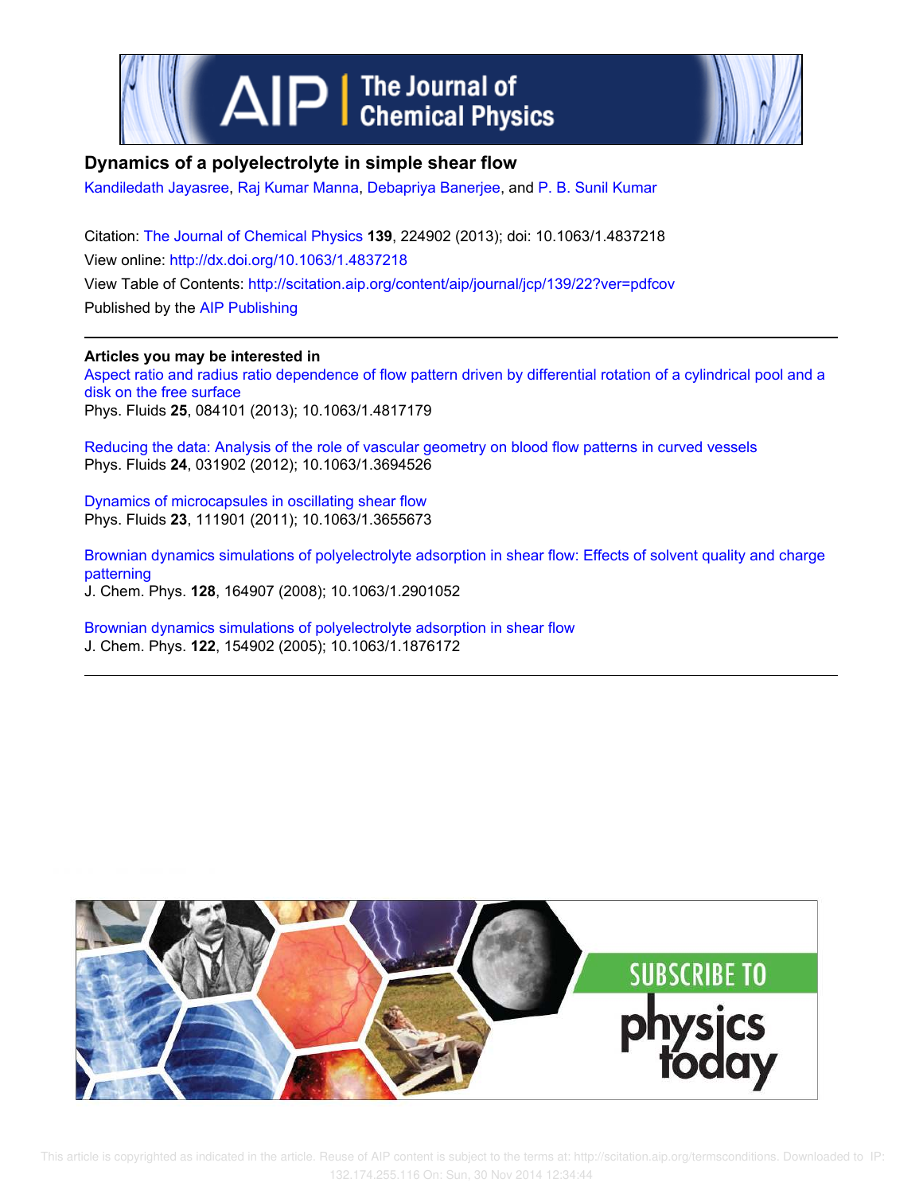# Dynamics of a polyelectrolyte in simple shear flow

Kandiledath Jayasree, Raj Kumar Manna, Debapriya Banerjee, and P. B. Sunil Kumar

Citation: The Journal of Chemical Physics **139**, 224902 (2013); doi: 10.1063/1.4837218

View online: http://dx.doi.org/10.1063/1.4837218

View Table of Contents: http://scitation.aip.org/content/aip/journal/jcp/139/22?ver=pdfcov

Published by the AIP Publishing

---

**Articles you may be interested in**

Aspect ratio and radius ratio dependence of flow pattern driven by differential rotation of a cylindrical pool and a disk on the free surface

Phys. Fluids **25**, 084101 (2013); 10.1063/1.4817179

Reducing the data: Analysis of the role of vascular geometry on blood flow patterns in curved vessels

Phys. Fluids **24**, 031902 (2012); 10.1063/1.3694526

Dynamics of microcapsules in oscillating shear flow

Phys. Fluids **23**, 111901 (2011); 10.1063/1.3655673

Brownian dynamics simulations of polyelectrolyte adsorption in shear flow: Effects of solvent quality and charge patterning

J. Chem. Phys. **128**, 164907 (2008); 10.1063/1.2901052

Brownian dynamics simulations of polyelectrolyte adsorption in shear flow

J. Chem. Phys. **122**, 154902 (2005); 10.1063/1.1876172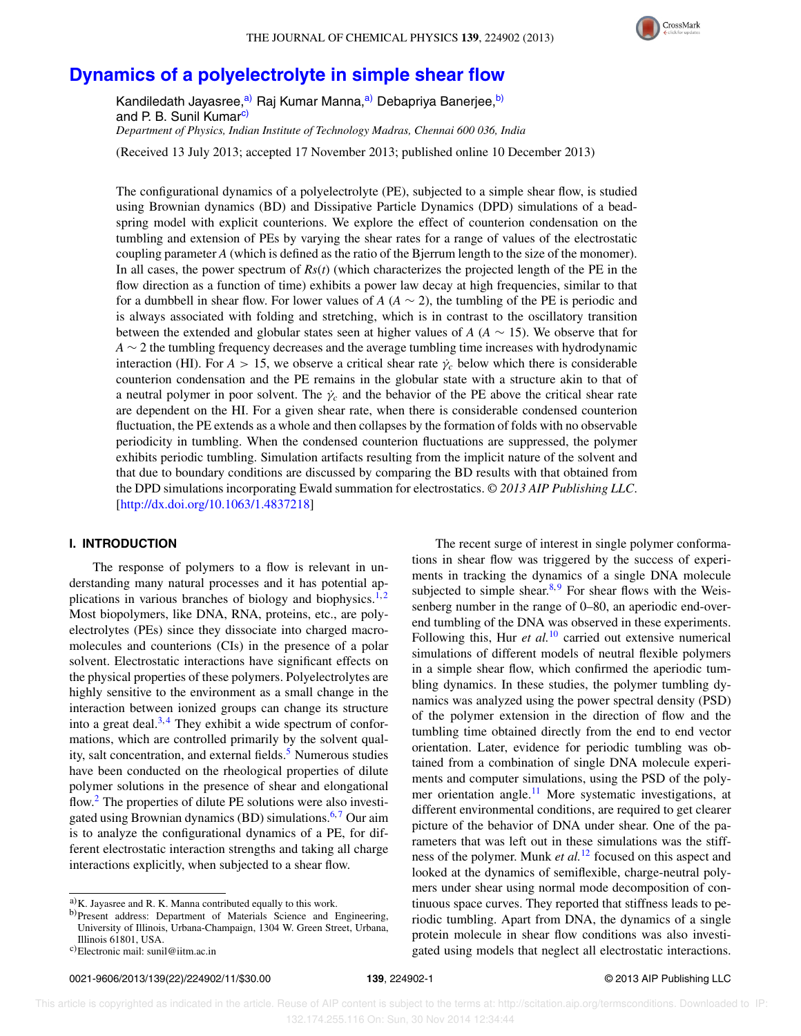# Dynamics of a polyelectrolyte in simple shear flow

Kandiledath Jayasree,[a] Raj Kumar Manna,[a] Debapriya Banerjee,[b] and P. B. Sunil Kumar[c]

*Department of Physics, Indian Institute of Technology Madras, Chennai 600 036, India*

(Received 13 July 2013; accepted 17 November 2013; published online 10 December 2013)

The configurational dynamics of a polyelectrolyte (PE), subjected to a simple shear flow, is studied using Brownian dynamics (BD) and Dissipative Particle Dynamics (DPD) simulations of a bead-spring model with explicit counterions. We explore the effect of counterion condensation on the tumbling and extension of PEs by varying the shear rates for a range of values of the electrostatic coupling parameter $A$ (which is defined as the ratio of the Bjerrum length to the size of the monomer). In all cases, the power spectrum of $Rs(t)$ (which characterizes the projected length of the PE in the flow direction as a function of time) exhibits a power law decay at high frequencies, similar to that for a dumbbell in shear flow. For lower values of $A$ ($A \sim 2$), the tumbling of the PE is periodic and is always associated with folding and stretching, which is in contrast to the oscillatory transition between the extended and globular states seen at higher values of $A$ ($A \sim 15$). We observe that for $A \sim 2$ the tumbling frequency decreases and the average tumbling time increases with hydrodynamic interaction (HI). For $A > 15$, we observe a critical shear rate $\dot{\gamma}_c$ below which there is considerable counterion condensation and the PE remains in the globular state with a structure akin to that of a neutral polymer in poor solvent. The $\dot{\gamma}_c$ and the behavior of the PE above the critical shear rate are dependent on the HI. For a given shear rate, when there is considerable condensed counterion fluctuation, the PE extends as a whole and then collapses by the formation of folds with no observable periodicity in tumbling. When the condensed counterion fluctuations are suppressed, the polymer exhibits periodic tumbling. Simulation artifacts resulting from the implicit nature of the solvent and that due to boundary conditions are discussed by comparing the BD results with that obtained from the DPD simulations incorporating Ewald summation for electrostatics. *© 2013 AIP Publishing LLC*. [http://dx.doi.org/10.1063/1.4837218]

## I. INTRODUCTION

The response of polymers to a flow is relevant in understanding many natural processes and it has potential applications in various branches of biology and biophysics.[1,2] Most biopolymers, like DNA, RNA, proteins, etc., are polyelectrolytes (PEs) since they dissociate into charged macromolecules and counterions (CIs) in the presence of a polar solvent. Electrostatic interactions have significant effects on the physical properties of these polymers. Polyelectrolytes are highly sensitive to the environment as a small change in the interaction between ionized groups can change its structure into a great deal.[3,4] They exhibit a wide spectrum of conformations, which are controlled primarily by the solvent quality, salt concentration, and external fields.[5] Numerous studies have been conducted on the rheological properties of dilute polymer solutions in the presence of shear and elongational flow.[2] The properties of dilute PE solutions were also investigated using Brownian dynamics (BD) simulations.[6,7] Our aim is to analyze the configurational dynamics of a PE, for different electrostatic interaction strengths and taking all charge interactions explicitly, when subjected to a shear flow.

The recent surge of interest in single polymer conformations in shear flow was triggered by the success of experiments in tracking the dynamics of a single DNA molecule subjected to simple shear.[8,9] For shear flows with the Weissenberg number in the range of 0–80, an aperiodic end-over-end tumbling of the DNA was observed in these experiments. Following this, Hur *et al.*[10] carried out extensive numerical simulations of different models of neutral flexible polymers in a simple shear flow, which confirmed the aperiodic tumbling dynamics. In these studies, the polymer tumbling dynamics was analyzed using the power spectral density (PSD) of the polymer extension in the direction of flow and the tumbling time obtained directly from the end to end vector orientation. Later, evidence for periodic tumbling was obtained from a combination of single DNA molecule experiments and computer simulations, using the PSD of the polymer orientation angle.[11] More systematic investigations, at different environmental conditions, are required to get clearer picture of the behavior of DNA under shear. One of the parameters that was left out in these simulations was the stiffness of the polymer. Munk *et al.*[12] focused on this aspect and looked at the dynamics of semiflexible, charge-neutral polymers under shear using normal mode decomposition of continuous space curves. They reported that stiffness leads to periodic tumbling. Apart from DNA, the dynamics of a single protein molecule in shear flow conditions was also investigated using models that neglect all electrostatic interactions.

[a] K. Jayasree and R. K. Manna contributed equally to this work.

[b] Present address: Department of Materials Science and Engineering, University of Illinois, Urbana-Campaign, 1304 W. Green Street, Urbana, Illinois 61801, USA.

[c] Electronic mail: sunil@iitm.ac.in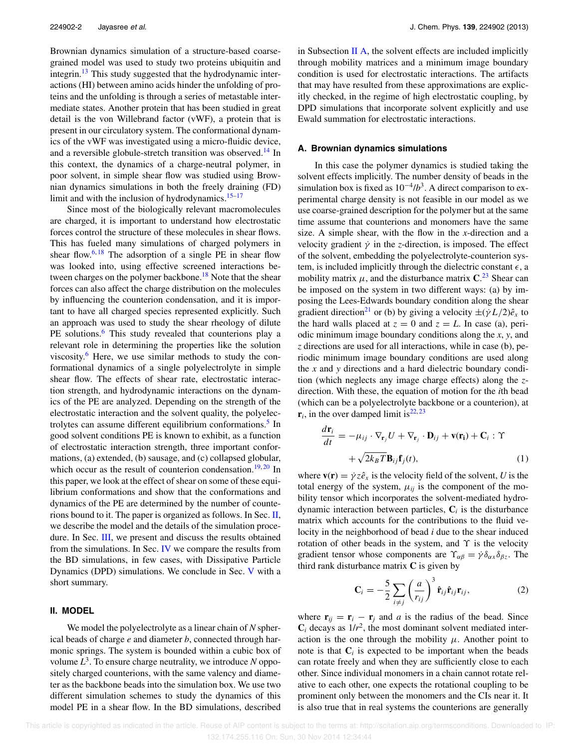Brownian dynamics simulation of a structure-based coarse-grained model was used to study two proteins ubiquitin and integrin.[13] This study suggested that the hydrodynamic interactions (HI) between amino acids hinder the unfolding of proteins and the unfolding is through a series of metastable intermediate states. Another protein that has been studied in great detail is the von Willebrand factor (vWF), a protein that is present in our circulatory system. The conformational dynamics of the vWF was investigated using a micro-fluidic device, and a reversible globule-stretch transition was observed.[14] In this context, the dynamics of a charge-neutral polymer, in poor solvent, in simple shear flow was studied using Brownian dynamics simulations in both the freely draining (FD) limit and with the inclusion of hydrodynamics.[15–17]

Since most of the biologically relevant macromolecules are charged, it is important to understand how electrostatic forces control the structure of these molecules in shear flows. This has fueled many simulations of charged polymers in shear flow.[6,18] The adsorption of a single PE in shear flow was looked into, using effective screened interactions between charges on the polymer backbone.[18] Note that the shear forces can also affect the charge distribution on the molecules by influencing the counterion condensation, and it is important to have all charged species represented explicitly. Such an approach was used to study the shear rheology of dilute PE solutions.[6] This study revealed that counterions play a relevant role in determining the properties like the solution viscosity.[6] Here, we use similar methods to study the conformational dynamics of a single polyelectrolyte in simple shear flow. The effects of shear rate, electrostatic interaction strength, and hydrodynamic interactions on the dynamics of the PE are analyzed. Depending on the strength of the electrostatic interaction and the solvent quality, the polyelectrolytes can assume different equilibrium conformations.[5] In good solvent conditions PE is known to exhibit, as a function of electrostatic interaction strength, three important conformations, (a) extended, (b) sausage, and (c) collapsed globular, which occur as the result of counterion condensation.[19,20] In this paper, we look at the effect of shear on some of these equilibrium conformations and show that the conformations and dynamics of the PE are determined by the number of counterions bound to it. The paper is organized as follows. In Sec. II, we describe the model and the details of the simulation procedure. In Sec. III, we present and discuss the results obtained from the simulations. In Sec. IV we compare the results from the BD simulations, in few cases, with Dissipative Particle Dynamics (DPD) simulations. We conclude in Sec. V with a short summary.

## II. MODEL

We model the polyelectrolyte as a linear chain of $N$ spherical beads of charge $e$ and diameter $b$, connected through harmonic springs. The system is bounded within a cubic box of volume $L^3$. To ensure charge neutrality, we introduce $N$ oppositely charged counterions, with the same valency and diameter as the backbone beads into the simulation box. We use two different simulation schemes to study the dynamics of this model PE in a shear flow. In the BD simulations, described in Subsection II A, the solvent effects are included implicitly through mobility matrices and a minimum image boundary condition is used for electrostatic interactions. The artifacts that may have resulted from these approximations are explicitly checked, in the regime of high electrostatic coupling, by DPD simulations that incorporate solvent explicitly and use Ewald summation for electrostatic interactions.

### A. Brownian dynamics simulations

In this case the polymer dynamics is studied taking the solvent effects implicitly. The number density of beads in the simulation box is fixed as $10^{-4}/b^3$. A direct comparison to experimental charge density is not feasible in our model as we use coarse-grained description for the polymer but at the same time assume that counterions and monomers have the same size. A simple shear, with the flow in the $x$-direction and a velocity gradient $\dot{\gamma}$ in the $z$-direction, is imposed. The effect of the solvent, embedding the polyelectrolyte-counterion system, is included implicitly through the dielectric constant $\epsilon$, a mobility matrix $\mu$, and the disturbance matrix $\mathbf{C}$.[23] Shear can be imposed on the system in two different ways: (a) by imposing the Lees-Edwards boundary condition along the shear gradient direction[21] or (b) by giving a velocity $\pm(\dot{\gamma}L/2)\hat{e}_x$ to the hard walls placed at $z = 0$ and $z = L$. In case (a), periodic minimum image boundary conditions along the $x$, $y$, and $z$ directions are used for all interactions, while in case (b), periodic minimum image boundary conditions are used along the $x$ and $y$ directions and a hard dielectric boundary condition (which neglects any image charge effects) along the $z$-direction. With these, the equation of motion for the $i$th bead (which can be a polyelectrolyte backbone or a counterion), at $\mathbf{r}_i$, in the over damped limit is[22,23]

$$\frac{d\mathbf{r}_i}{dt} = -\mu_{ij} \cdot \nabla_{\mathbf{r}_j} U + \nabla_{\mathbf{r}_j} \cdot \mathbf{D}_{ij} + \mathbf{v}(\mathbf{r_i}) + \mathbf{C}_i : \Upsilon + \sqrt{2k_BT}\mathbf{B}_{ij}\mathbf{f}_j(t), \tag{1}$$

where $\mathbf{v}(\mathbf{r}) = \dot{\gamma} z \hat{e}_x$ is the velocity field of the solvent, $U$ is the total energy of the system, $\mu_{ij}$ is the component of the mobility tensor which incorporates the solvent-mediated hydrodynamic interaction between particles, $\mathbf{C}_i$ is the disturbance matrix which accounts for the contributions to the fluid velocity in the neighborhood of bead $i$ due to the shear induced rotation of other beads in the system, and $\Upsilon$ is the velocity gradient tensor whose components are $\Upsilon_{\alpha\beta} = \dot{\gamma}\delta_{\alpha x}\delta_{\beta z}$. The third rank disturbance matrix $\mathbf{C}$ is given by

$$\mathbf{C}_i = -\frac{5}{2}\sum_{i \neq j}\left(\frac{a}{r_{ij}}\right)^3 \hat{\mathbf{r}}_{ij}\hat{\mathbf{r}}_{ij}\mathbf{r}_{ij}, \tag{2}$$

where $\mathbf{r}_{ij} = \mathbf{r}_i - \mathbf{r}_j$ and $a$ is the radius of the bead. Since $\mathbf{C}_i$ decays as $1/r^2$, the most dominant solvent mediated interaction is the one through the mobility $\mu$. Another point to note is that $\mathbf{C}_i$ is expected to be important when the beads can rotate freely and when they are sufficiently close to each other. Since individual monomers in a chain cannot rotate relative to each other, one expects the rotational coupling to be prominent only between the monomers and the CIs near it. It is also true that in real systems the counterions are generally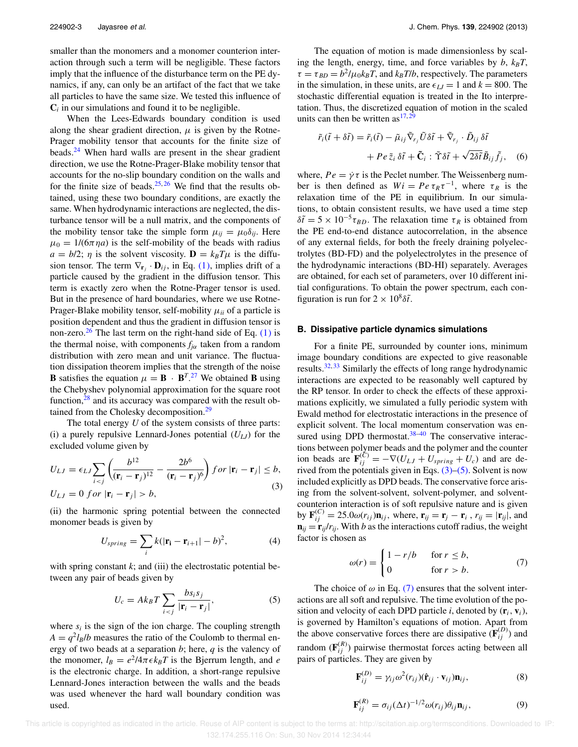smaller than the monomers and a monomer counterion interaction through such a term will be negligible. These factors imply that the influence of the disturbance term on the PE dynamics, if any, can only be an artifact of the fact that we take all particles to have the same size. We tested this influence of $\mathbf{C}_i$ in our simulations and found it to be negligible.

When the Lees-Edwards boundary condition is used along the shear gradient direction, $\mu$ is given by the Rotne-Prager mobility tensor that accounts for the finite size of beads.[24] When hard walls are present in the shear gradient direction, we use the Rotne-Prager-Blake mobility tensor that accounts for the no-slip boundary condition on the walls and for the finite size of beads.[25,26] We find that the results obtained, using these two boundary conditions, are exactly the same. When hydrodynamic interactions are neglected, the disturbance tensor will be a null matrix, and the components of the mobility tensor take the simple form $\mu_{ij} = \mu_0 \delta_{ij}$. Here $\mu_0 = 1/(6\pi\eta a)$ is the self-mobility of the beads with radius $a = b/2$; $\eta$ is the solvent viscosity. $\mathbf{D} = k_B T \mu$ is the diffusion tensor. The term $\nabla_{\mathbf{r}_j} \cdot \mathbf{D}_{ij}$, in Eq. (1), implies drift of a particle caused by the gradient in the diffusion tensor. This term is exactly zero when the Rotne-Prager tensor is used. But in the presence of hard boundaries, where we use Rotne-Prager-Blake mobility tensor, self-mobility $\mu_{ii}$ of a particle is position dependent and thus the gradient in diffusion tensor is non-zero.[26] The last term on the right-hand side of Eq. (1) is the thermal noise, with components $f_{j\alpha}$ taken from a random distribution with zero mean and unit variance. The fluctuation dissipation theorem implies that the strength of the noise $\mathbf{B}$ satisfies the equation $\mu = \mathbf{B} \cdot \mathbf{B}^T$.[27] We obtained $\mathbf{B}$ using the Chebyshev polynomial approximation for the square root function,[28] and its accuracy was compared with the result obtained from the Cholesky decomposition.[29]

The total energy $U$ of the system consists of three parts: (i) a purely repulsive Lennard-Jones potential ($U_{LJ}$) for the excluded volume given by

$$U_{LJ} = \epsilon_{LJ} \sum_{i<j} \left( \frac{b^{12}}{(\mathbf{r}_i - \mathbf{r}_j)^{12}} - \frac{2b^6}{(\mathbf{r}_i - \mathbf{r}_j)^6} \right) \; for \; |\mathbf{r}_i - \mathbf{r}_j| \le b,$$
$$U_{LJ} = 0 \; for \; |\mathbf{r}_i - \mathbf{r}_j| > b, \tag{3}$$

(ii) the harmonic spring potential between the connected monomer beads is given by

$$U_{spring} = \sum_i k(|\mathbf{r_i} - \mathbf{r}_{i+1}| - b)^2, \tag{4}$$

with spring constant $k$; and (iii) the electrostatic potential between any pair of beads given by

$$U_c = A k_B T \sum_{i<j} \frac{b s_i s_j}{|\mathbf{r}_i - \mathbf{r}_j|}, \tag{5}$$

where $s_i$ is the sign of the ion charge. The coupling strength $A = q^2 l_B / b$ measures the ratio of the Coulomb to thermal energy of two beads at a separation $b$; here, $q$ is the valency of the monomer, $l_B = e^2/4\pi\epsilon k_B T$ is the Bjerrum length, and $e$ is the electronic charge. In addition, a short-range repulsive Lennard-Jones interaction between the walls and the beads was used whenever the hard wall boundary condition was used.

The equation of motion is made dimensionless by scaling the length, energy, time, and force variables by $b$, $k_B T$, $\tau = \tau_{BD} = b^2/\mu_0 k_B T$, and $k_B T/b$, respectively. The parameters in the simulation, in these units, are $\epsilon_{LJ} = 1$ and $k = 800$. The stochastic differential equation is treated in the Ito interpretation. Thus, the discretized equation of motion in the scaled units can then be written as[17,29]

$$\tilde{r}_i(\tilde{t} + \delta\tilde{t}) = \tilde{r}_i(\tilde{t}) - \tilde{\mu}_{ij} \tilde{\nabla}_{r_j} \tilde{U} \delta\tilde{t} + \tilde{\nabla}_{r_j} \cdot \tilde{D}_{ij} \, \delta\tilde{t}$$
$$+ Pe \, \tilde{z}_i \, \delta\tilde{t} + \tilde{\mathbf{C}}_i : \tilde{\Upsilon} \delta\tilde{t} + \sqrt{2\delta\tilde{t}} \tilde{B}_{ij} \tilde{f}_j, \tag{6}$$

where, $Pe = \dot{\gamma}\tau$ is the Peclet number. The Weissenberg number is then defined as $Wi = Pe \, \tau_R \tau^{-1}$, where $\tau_R$ is the relaxation time of the PE in equilibrium. In our simulations, to obtain consistent results, we have used a time step $\delta\tilde{t} = 5 \times 10^{-5} \tau_{BD}$. The relaxation time $\tau_R$ is obtained from the PE end-to-end distance autocorrelation, in the absence of any external fields, for both the freely draining polyelectrolytes (BD-FD) and the polyelectrolytes in the presence of the hydrodynamic interactions (BD-HI) separately. Averages are obtained, for each set of parameters, over 10 different initial configurations. To obtain the power spectrum, each configuration is run for $2 \times 10^8 \delta\tilde{t}$.

### B. Dissipative particle dynamics simulations

For a finite PE, surrounded by counter ions, minimum image boundary conditions are expected to give reasonable results.[32,33] Similarly the effects of long range hydrodynamic interactions are expected to be reasonably well captured by the RP tensor. In order to check the effects of these approximations explicitly, we simulated a fully periodic system with Ewald method for electrostatic interactions in the presence of explicit solvent. The local momentum conservation was ensured using DPD thermostat.[38–40] The conservative interactions between polymer beads and the polymer and the counter ion beads are $\mathbf{F}_{ij}^{(C)} = -\nabla(U_{LJ} + U_{spring} + U_c)$ and are derived from the potentials given in Eqs. (3)–(5). Solvent is now included explicitly as DPD beads. The conservative force arising from the solvent-solvent, solvent-polymer, and solvent-counterion interaction is of soft repulsive nature and is given by $\mathbf{F}_{ij}^{(C)} = 25.0\omega(r_{ij})\mathbf{n}_{ij}$, where, $\mathbf{r}_{ij} = \mathbf{r}_j - \mathbf{r}_i$, $r_{ij} = |\mathbf{r}_{ij}|$, and $\mathbf{n}_{ij} = \mathbf{r}_{ij}/r_{ij}$. With $b$ as the interactions cutoff radius, the weight factor is chosen as

$$\omega(r) = \begin{cases} 1 - r/b & \text{for } r \le b, \\ 0 & \text{for } r > b. \end{cases} \tag{7}$$

The choice of $\omega$ in Eq. (7) ensures that the solvent interactions are all soft and repulsive. The time evolution of the position and velocity of each DPD particle $i$, denoted by $(\mathbf{r}_i, \mathbf{v}_i)$, is governed by Hamilton's equations of motion. Apart from the above conservative forces there are dissipative ($\mathbf{F}_{ij}^{(D)}$) and random ($\mathbf{F}_{ij}^{(R)}$) pairwise thermostat forces acting between all pairs of particles. They are given by

$$\mathbf{F}_{ij}^{(D)} = \gamma_{ij} \omega^2(r_{ij})(\hat{\mathbf{r}}_{ij} \cdot \mathbf{v}_{ij})\mathbf{n}_{ij}, \tag{8}$$

$$\mathbf{F}_{ij}^{(R)} = \sigma_{ij} (\Delta t)^{-1/2} \omega(r_{ij}) \theta_{ij} \mathbf{n}_{ij}, \tag{9}$$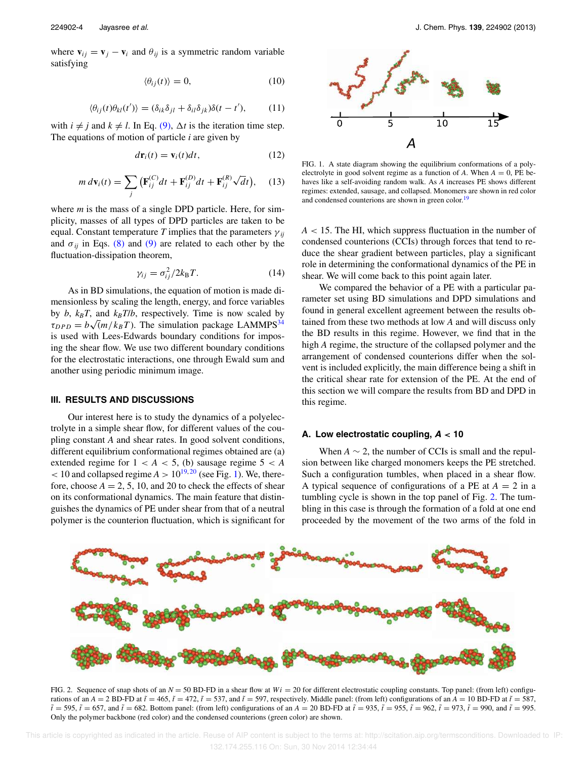where $\mathbf{v}_{ij} = \mathbf{v}_j - \mathbf{v}_i$ and $\theta_{ij}$ is a symmetric random variable satisfying

$$\langle \theta_{ij}(t) \rangle = 0, \tag{10}$$

$$\langle \theta_{ij}(t)\theta_{kl}(t') \rangle = (\delta_{ik}\delta_{jl} + \delta_{il}\delta_{jk})\delta(t - t'), \tag{11}$$

with $i \neq j$ and $k \neq l$. In Eq. (9), $\Delta t$ is the iteration time step. The equations of motion of particle $i$ are given by

$$d\mathbf{r}_i(t) = \mathbf{v}_i(t)dt, \tag{12}$$

$$m\, d\mathbf{v}_i(t) = \sum_j \left( \mathbf{F}_{ij}^{(C)}dt + \mathbf{F}_{ij}^{(D)}dt + \mathbf{F}_{ij}^{(R)}\sqrt{dt} \right), \tag{13}$$

where $m$ is the mass of a single DPD particle. Here, for simplicity, masses of all types of DPD particles are taken to be equal. Constant temperature $T$ implies that the parameters $\gamma_{ij}$ and $\sigma_{ij}$ in Eqs. (8) and (9) are related to each other by the fluctuation-dissipation theorem,

$$\gamma_{ij} = \sigma_{ij}^2/2k_{\mathrm{B}}T. \tag{14}$$

As in BD simulations, the equation of motion is made dimensionless by scaling the length, energy, and force variables by $b$, $k_BT$, and $k_BT/b$, respectively. Time is now scaled by $\tau_{DPD} = b\sqrt{(m/k_BT)}$. The simulation package LAMMPS[34] is used with Lees-Edwards boundary conditions for imposing the shear flow. We use two different boundary conditions for the electrostatic interactions, one through Ewald sum and another using periodic minimum image.

## III. RESULTS AND DISCUSSIONS

Our interest here is to study the dynamics of a polyelectrolyte in a simple shear flow, for different values of the coupling constant $A$ and shear rates. In good solvent conditions, different equilibrium conformational regimes obtained are (a) extended regime for $1 < A < 5$, (b) sausage regime $5 < A < 10$ and collapsed regime $A > 10$[19,20] (see Fig. 1). We, therefore, choose $A = 2$, 5, 10, and 20 to check the effects of shear on its conformational dynamics. The main feature that distinguishes the dynamics of PE under shear from that of a neutral polymer is the counterion fluctuation, which is significant for $A < 15$. The HI, which suppress fluctuation in the number of condensed counterions (CCIs) through forces that tend to reduce the shear gradient between particles, play a significant role in determining the conformational dynamics of the PE in shear. We will come back to this point again later.

FIG. 1. A state diagram showing the equilibrium conformations of a polyelectrolyte in good solvent regime as a function of $A$. When $A = 0$, PE behaves like a self-avoiding random walk. As $A$ increases PE shows different regimes: extended, sausage, and collapsed. Monomers are shown in red color and condensed counterions are shown in green color.[19]

We compared the behavior of a PE with a particular parameter set using BD simulations and DPD simulations and found in general excellent agreement between the results obtained from these two methods at low $A$ and will discuss only the BD results in this regime. However, we find that in the high $A$ regime, the structure of the collapsed polymer and the arrangement of condensed counterions differ when the solvent is included explicitly, the main difference being a shift in the critical shear rate for extension of the PE. At the end of this section we will compare the results from BD and DPD in this regime.

### A. Low electrostatic coupling, $A < 10$

When $A \sim 2$, the number of CCIs is small and the repulsion between like charged monomers keeps the PE stretched. Such a configuration tumbles, when placed in a shear flow. A typical sequence of configurations of a PE at $A = 2$ in a tumbling cycle is shown in the top panel of Fig. 2. The tumbling in this case is through the formation of a fold at one end proceeded by the movement of the two arms of the fold in

FIG. 2. Sequence of snap shots of an $N = 50$ BD-FD in a shear flow at $Wi = 20$ for different electrostatic coupling constants. Top panel: (from left) configurations of an $A = 2$ BD-FD at $\tilde{t} = 465$, $\tilde{t} = 472$, $\tilde{t} = 537$, and $\tilde{t} = 597$, respectively. Middle panel: (from left) configurations of an $A = 10$ BD-FD at $\tilde{t} = 587$, $\tilde{t} = 595$, $\tilde{t} = 657$, and $\tilde{t} = 682$. Bottom panel: (from left) configurations of an $A = 20$ BD-FD at $\tilde{t} = 935$, $\tilde{t} = 955$, $\tilde{t} = 962$, $\tilde{t} = 973$, $\tilde{t} = 990$, and $\tilde{t} = 995$. Only the polymer backbone (red color) and the condensed counterions (green color) are shown.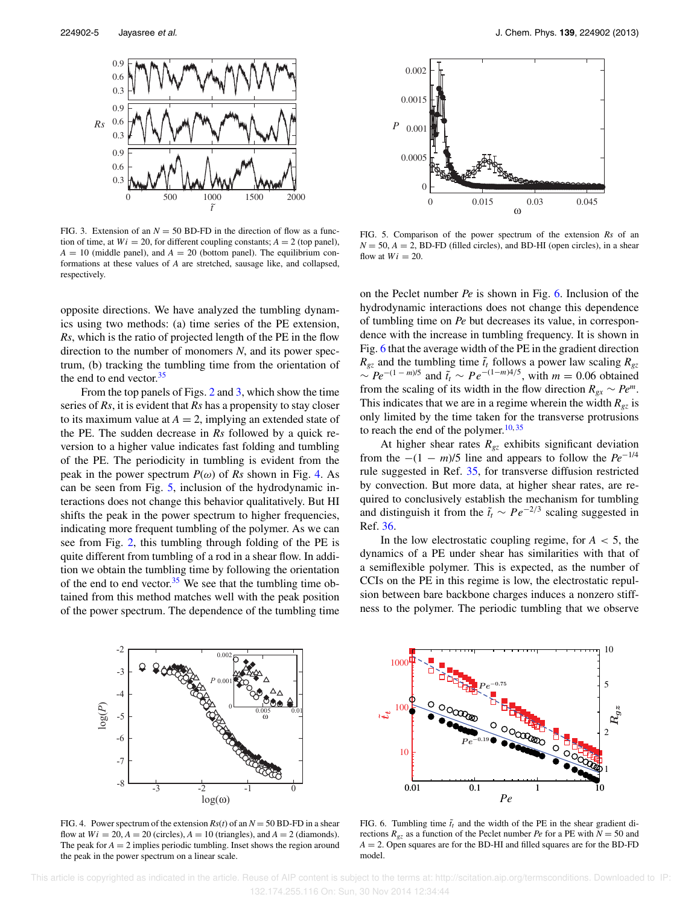FIG. 3. Extension of an $N = 50$ BD-FD in the direction of flow as a function of time, at $Wi = 20$, for different coupling constants; $A = 2$ (top panel), $A = 10$ (middle panel), and $A = 20$ (bottom panel). The equilibrium conformations at these values of $A$ are stretched, sausage like, and collapsed, respectively.

FIG. 5. Comparison of the power spectrum of the extension $Rs$ of an $N = 50$, $A = 2$, BD-FD (filled circles), and BD-HI (open circles), in a shear flow at $Wi = 20$.

opposite directions. We have analyzed the tumbling dynamics using two methods: (a) time series of the PE extension, $Rs$, which is the ratio of projected length of the PE in the flow direction to the number of monomers $N$, and its power spectrum, (b) tracking the tumbling time from the orientation of the end to end vector.[35]

From the top panels of Figs. 2 and 3, which show the time series of $Rs$, it is evident that $Rs$ has a propensity to stay closer to its maximum value at $A = 2$, implying an extended state of the PE. The sudden decrease in $Rs$ followed by a quick reversion to a higher value indicates fast folding and tumbling of the PE. The periodicity in tumbling is evident from the peak in the power spectrum $P(\omega)$ of $Rs$ shown in Fig. 4. As can be seen from Fig. 5, inclusion of the hydrodynamic interactions does not change this behavior qualitatively. But HI shifts the peak in the power spectrum to higher frequencies, indicating more frequent tumbling of the polymer. As we can see from Fig. 2, this tumbling through folding of the PE is quite different from tumbling of a rod in a shear flow. In addition we obtain the tumbling time by following the orientation of the end to end vector.[35] We see that the tumbling time obtained from this method matches well with the peak position of the power spectrum. The dependence of the tumbling time on the Peclet number $Pe$ is shown in Fig. 6. Inclusion of the hydrodynamic interactions does not change this dependence of tumbling time on $Pe$ but decreases its value, in correspondence with the increase in tumbling frequency. It is shown in Fig. 6 that the average width of the PE in the gradient direction $R_{gz}$ and the tumbling time $\tilde{t}_t$ follows a power law scaling $R_{gz} \sim Pe^{-(1-m)/5}$ and $\tilde{t}_t \sim Pe^{-(1-m)4/5}$, with $m = 0.06$ obtained from the scaling of its width in the flow direction $R_{gx} \sim Pe^{m}$. This indicates that we are in a regime wherein the width $R_{gz}$ is only limited by the time taken for the transverse protrusions to reach the end of the polymer.[10,35]

At higher shear rates $R_{gz}$ exhibits significant deviation from the $-(1-m)/5$ line and appears to follow the $Pe^{-1/4}$ rule suggested in Ref. 35, for transverse diffusion restricted by convection. But more data, at higher shear rates, are required to conclusively establish the mechanism for tumbling and distinguish it from the $\tilde{t}_t \sim Pe^{-2/3}$ scaling suggested in Ref. 36.

In the low electrostatic coupling regime, for $A < 5$, the dynamics of a PE under shear has similarities with that of a semiflexible polymer. This is expected, as the number of CCIs on the PE in this regime is low, the electrostatic repulsion between bare backbone charges induces a nonzero stiffness to the polymer. The periodic tumbling that we observe

FIG. 4. Power spectrum of the extension $Rs(t)$ of an $N = 50$ BD-FD in a shear flow at $Wi = 20$, $A = 20$ (circles), $A = 10$ (triangles), and $A = 2$ (diamonds). The peak for $A = 2$ implies periodic tumbling. Inset shows the region around the peak in the power spectrum on a linear scale.

FIG. 6. Tumbling time $\tilde{t}_t$ and the width of the PE in the shear gradient directions $R_{gz}$ as a function of the Peclet number $Pe$ for a PE with $N = 50$ and $A = 2$. Open squares are for the BD-HI and filled squares are for the BD-FD model.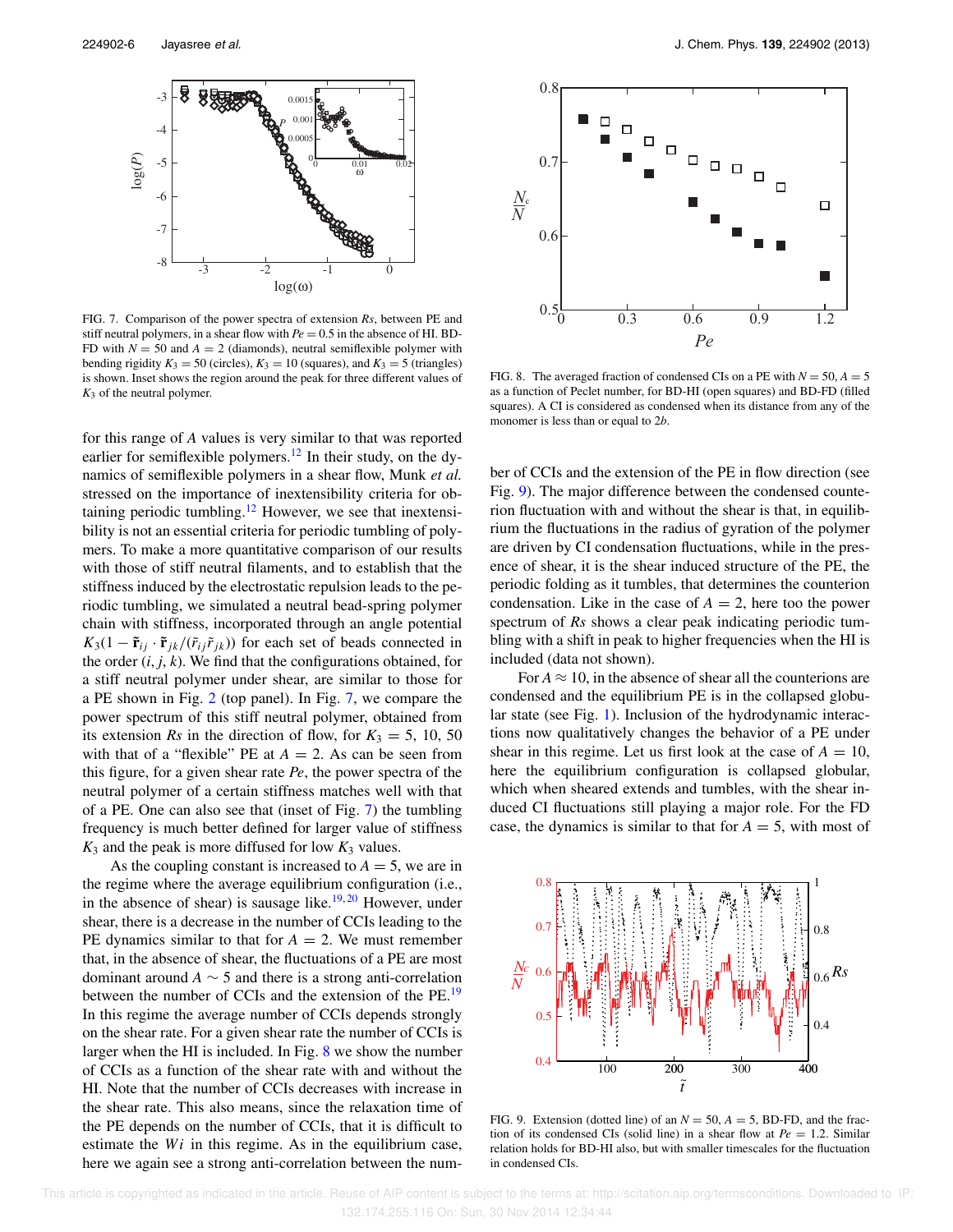FIG. 7. Comparison of the power spectra of extension $Rs$, between PE and stiff neutral polymers, in a shear flow with $Pe = 0.5$ in the absence of HI. BD-FD with $N = 50$ and $A = 2$ (diamonds), neutral semiflexible polymer with bending rigidity $K_3 = 50$ (circles), $K_3 = 10$ (squares), and $K_3 = 5$ (triangles) is shown. Inset shows the region around the peak for three different values of $K_3$ of the neutral polymer.

for this range of $A$ values is very similar to that was reported earlier for semiflexible polymers.[12] In their study, on the dynamics of semiflexible polymers in a shear flow, Munk *et al.* stressed on the importance of inextensibility criteria for obtaining periodic tumbling.[12] However, we see that inextensibility is not an essential criteria for periodic tumbling of polymers. To make a more quantitative comparison of our results with those of stiff neutral filaments, and to establish that the stiffness induced by the electrostatic repulsion leads to the periodic tumbling, we simulated a neutral bead-spring polymer chain with stiffness, incorporated through an angle potential $K_3(1 - \tilde{\mathbf{r}}_{ij} \cdot \tilde{\mathbf{r}}_{jk}/(\tilde{r}_{ij}\tilde{r}_{jk}))$ for each set of beads connected in the order $(i, j, k)$. We find that the configurations obtained, for a stiff neutral polymer under shear, are similar to those for a PE shown in Fig. 2 (top panel). In Fig. 7, we compare the power spectrum of this stiff neutral polymer, obtained from its extension $Rs$ in the direction of flow, for $K_3 = 5$, 10, 50 with that of a "flexible" PE at $A = 2$. As can be seen from this figure, for a given shear rate $Pe$, the power spectra of the neutral polymer of a certain stiffness matches well with that of a PE. One can also see that (inset of Fig. 7) the tumbling frequency is much better defined for larger value of stiffness $K_3$ and the peak is more diffused for low $K_3$ values.

As the coupling constant is increased to $A = 5$, we are in the regime where the average equilibrium configuration (i.e., in the absence of shear) is sausage like.[19,20] However, under shear, there is a decrease in the number of CCIs leading to the PE dynamics similar to that for $A = 2$. We must remember that, in the absence of shear, the fluctuations of a PE are most dominant around $A \sim 5$ and there is a strong anti-correlation between the number of CCIs and the extension of the PE.[19] In this regime the average number of CCIs depends strongly on the shear rate. For a given shear rate the number of CCIs is larger when the HI is included. In Fig. 8 we show the number of CCIs as a function of the shear rate with and without the HI. Note that the number of CCIs decreases with increase in the shear rate. This also means, since the relaxation time of the PE depends on the number of CCIs, that it is difficult to estimate the $Wi$ in this regime. As in the equilibrium case, here we again see a strong anti-correlation between the number of CCIs and the extension of the PE in flow direction (see Fig. 9). The major difference between the condensed counterion fluctuation with and without the shear is that, in equilibrium the fluctuations in the radius of gyration of the polymer are driven by CI condensation fluctuations, while in the presence of shear, it is the shear induced structure of the PE, the periodic folding as it tumbles, that determines the counterion condensation. Like in the case of $A = 2$, here too the power spectrum of $Rs$ shows a clear peak indicating periodic tumbling with a shift in peak to higher frequencies when the HI is included (data not shown).

FIG. 8. The averaged fraction of condensed CIs on a PE with $N = 50$, $A = 5$ as a function of Peclet number, for BD-HI (open squares) and BD-FD (filled squares). A CI is considered as condensed when its distance from any of the monomer is less than or equal to $2b$.

For $A \approx 10$, in the absence of shear all the counterions are condensed and the equilibrium PE is in the collapsed globular state (see Fig. 1). Inclusion of the hydrodynamic interactions now qualitatively changes the behavior of a PE under shear in this regime. Let us first look at the case of $A = 10$, here the equilibrium configuration is collapsed globular, which when sheared extends and tumbles, with the shear induced CI fluctuations still playing a major role. For the FD case, the dynamics is similar to that for $A = 5$, with most of

FIG. 9. Extension (dotted line) of an $N = 50$, $A = 5$, BD-FD, and the fraction of its condensed CIs (solid line) in a shear flow at $Pe = 1.2$. Similar relation holds for BD-HI also, but with smaller timescales for the fluctuation in condensed CIs.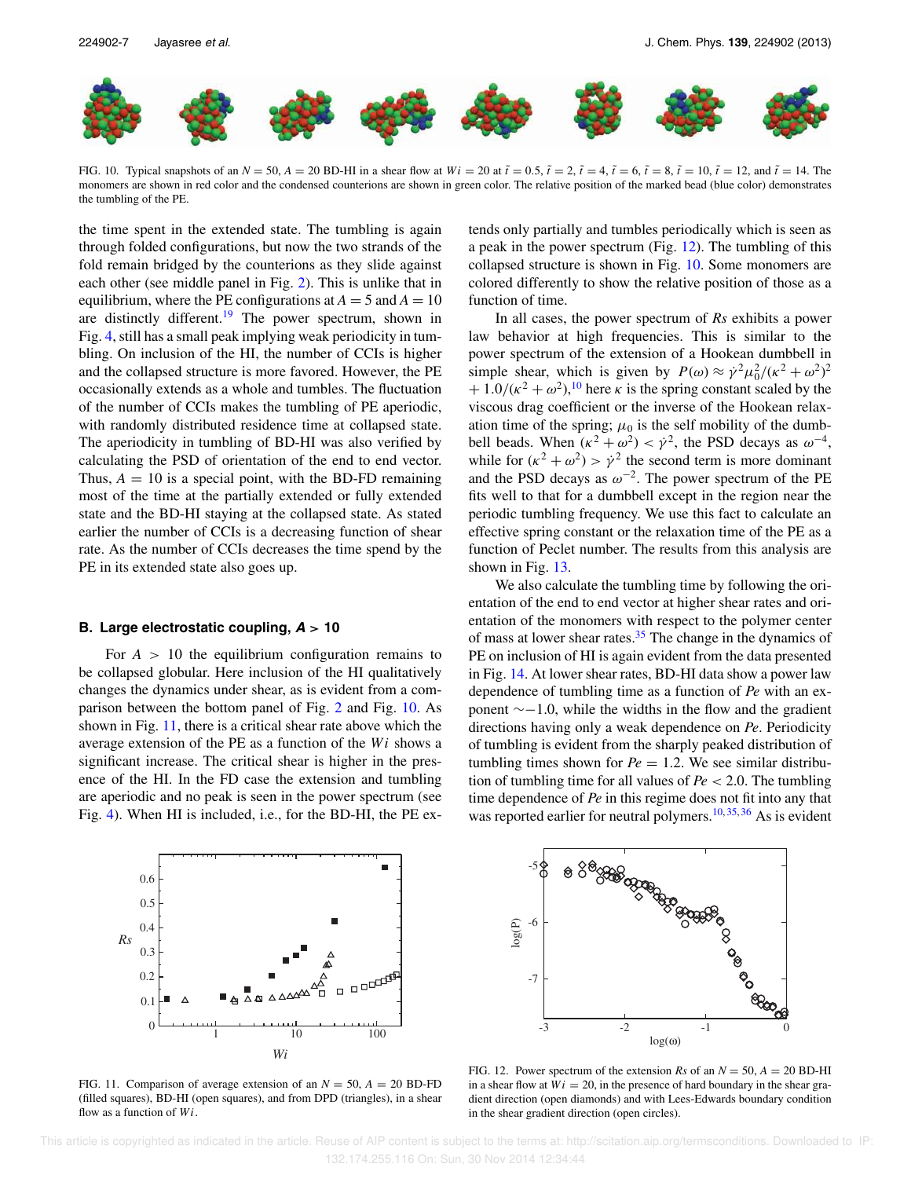FIG. 10. Typical snapshots of an $N = 50$, $A = 20$ BD-HI in a shear flow at $Wi = 20$ at $\tilde{t} = 0.5$, $\tilde{t} = 2$, $\tilde{t} = 4$, $\tilde{t} = 6$, $\tilde{t} = 8$, $\tilde{t} = 10$, $\tilde{t} = 12$, and $\tilde{t} = 14$. The monomers are shown in red color and the condensed counterions are shown in green color. The relative position of the marked bead (blue color) demonstrates the tumbling of the PE.

the time spent in the extended state. The tumbling is again through folded configurations, but now the two strands of the fold remain bridged by the counterions as they slide against each other (see middle panel in Fig. 2). This is unlike that in equilibrium, where the PE configurations at $A = 5$ and $A = 10$ are distinctly different.[19] The power spectrum, shown in Fig. 4, still has a small peak implying weak periodicity in tumbling. On inclusion of the HI, the number of CCIs is higher and the collapsed structure is more favored. However, the PE occasionally extends as a whole and tumbles. The fluctuation of the number of CCIs makes the tumbling of PE aperiodic, with randomly distributed residence time at collapsed state. The aperiodicity in tumbling of BD-HI was also verified by calculating the PSD of orientation of the end to end vector. Thus, $A = 10$ is a special point, with the BD-FD remaining most of the time at the partially extended or fully extended state and the BD-HI staying at the collapsed state. As stated earlier the number of CCIs is a decreasing function of shear rate. As the number of CCIs decreases the time spend by the PE in its extended state also goes up.

### B. Large electrostatic coupling, $A > 10$

For $A > 10$ the equilibrium configuration remains to be collapsed globular. Here inclusion of the HI qualitatively changes the dynamics under shear, as is evident from a comparison between the bottom panel of Fig. 2 and Fig. 10. As shown in Fig. 11, there is a critical shear rate above which the average extension of the PE as a function of the $Wi$ shows a significant increase. The critical shear is higher in the presence of the HI. In the FD case the extension and tumbling are aperiodic and no peak is seen in the power spectrum (see Fig. 4). When HI is included, i.e., for the BD-HI, the PE extends only partially and tumbles periodically which is seen as a peak in the power spectrum (Fig. 12). The tumbling of this collapsed structure is shown in Fig. 10. Some monomers are colored differently to show the relative position of those as a function of time.

In all cases, the power spectrum of $Rs$ exhibits a power law behavior at high frequencies. This is similar to the power spectrum of the extension of a Hookean dumbbell in simple shear, which is given by $P(\omega) \approx \dot{\gamma}^2\mu_0^2/(\kappa^2+\omega^2)^2 + 1.0/(\kappa^2+\omega^2)$,[10] here $\kappa$ is the spring constant scaled by the viscous drag coefficient or the inverse of the Hookean relaxation time of the spring; $\mu_0$ is the self mobility of the dumbbell beads. When $(\kappa^2+\omega^2) < \dot{\gamma}^2$, the PSD decays as $\omega^{-4}$, while for $(\kappa^2+\omega^2) > \dot{\gamma}^2$ the second term is more dominant and the PSD decays as $\omega^{-2}$. The power spectrum of the PE fits well to that for a dumbbell except in the region near the periodic tumbling frequency. We use this fact to calculate an effective spring constant or the relaxation time of the PE as a function of Peclet number. The results from this analysis are shown in Fig. 13.

We also calculate the tumbling time by following the orientation of the end to end vector at higher shear rates and orientation of the monomers with respect to the polymer center of mass at lower shear rates.[35] The change in the dynamics of PE on inclusion of HI is again evident from the data presented in Fig. 14. At lower shear rates, BD-HI data show a power law dependence of tumbling time as a function of $Pe$ with an exponent $\sim -1.0$, while the widths in the flow and the gradient directions having only a weak dependence on $Pe$. Periodicity of tumbling is evident from the sharply peaked distribution of tumbling times shown for $Pe = 1.2$. We see similar distribution of tumbling time for all values of $Pe < 2.0$. The tumbling time dependence of $Pe$ in this regime does not fit into any that was reported earlier for neutral polymers.[10,35,36] As is evident

FIG. 11. Comparison of average extension of an $N = 50$, $A = 20$ BD-FD (filled squares), BD-HI (open squares), and from DPD (triangles), in a shear flow as a function of $Wi$.

FIG. 12. Power spectrum of the extension $Rs$ of an $N = 50$, $A = 20$ BD-HI in a shear flow at $Wi = 20$, in the presence of hard boundary in the shear gradient direction (open diamonds) and with Lees-Edwards boundary condition in the shear gradient direction (open circles).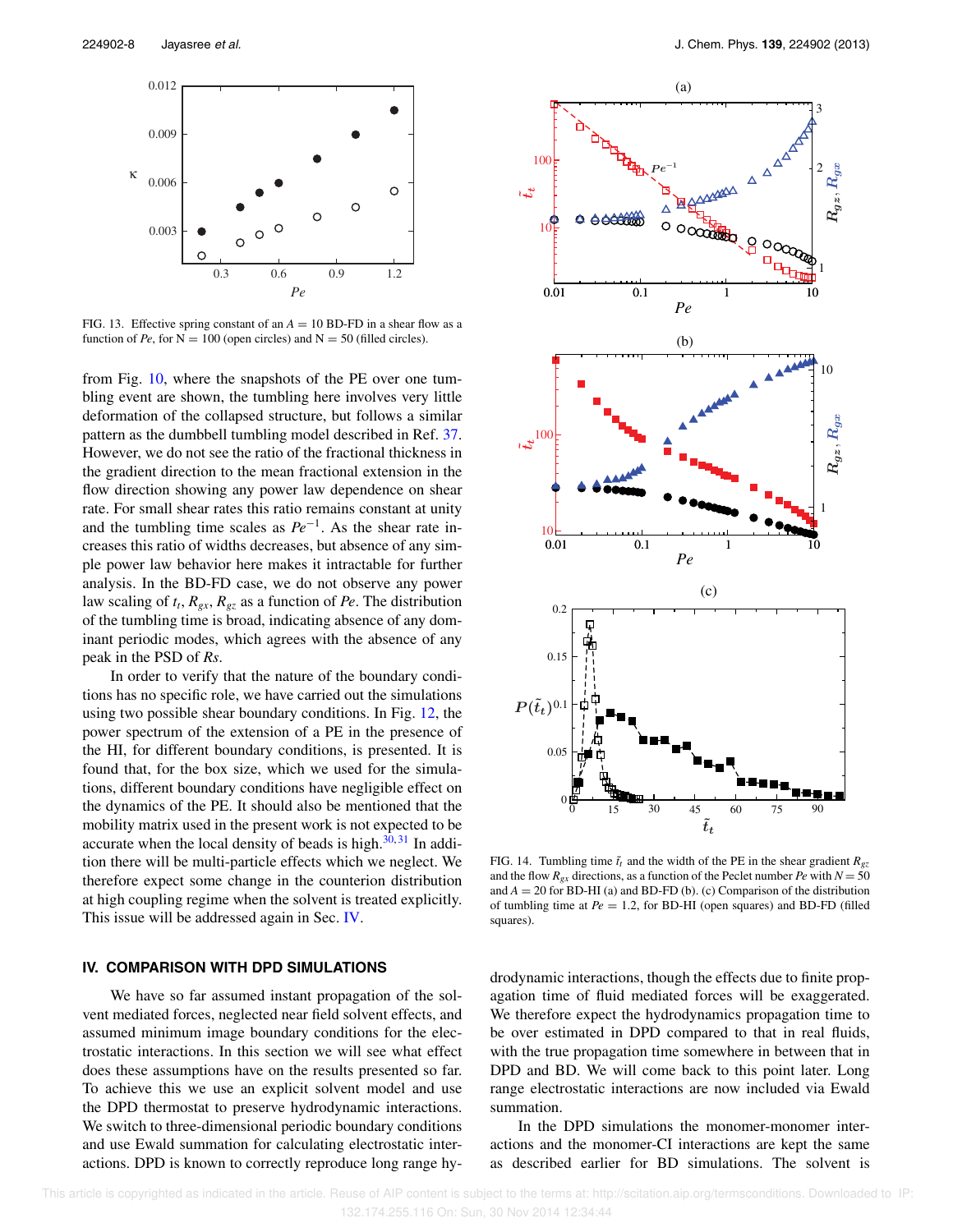FIG. 13. Effective spring constant of an $A = 10$ BD-FD in a shear flow as a function of $Pe$, for N = 100 (open circles) and N = 50 (filled circles).

from Fig. 10, where the snapshots of the PE over one tumbling event are shown, the tumbling here involves very little deformation of the collapsed structure, but follows a similar pattern as the dumbbell tumbling model described in Ref. 37. However, we do not see the ratio of the fractional thickness in the gradient direction to the mean fractional extension in the flow direction showing any power law dependence on shear rate. For small shear rates this ratio remains constant at unity and the tumbling time scales as $Pe^{-1}$. As the shear rate increases this ratio of widths decreases, but absence of any simple power law behavior here makes it intractable for further analysis. In the BD-FD case, we do not observe any power law scaling of $t_t$, $R_{gx}$, $R_{gz}$ as a function of $Pe$. The distribution of the tumbling time is broad, indicating absence of any dominant periodic modes, which agrees with the absence of any peak in the PSD of $Rs$.

In order to verify that the nature of the boundary conditions has no specific role, we have carried out the simulations using two possible shear boundary conditions. In Fig. 12, the power spectrum of the extension of a PE in the presence of the HI, for different boundary conditions, is presented. It is found that, for the box size, which we used for the simulations, different boundary conditions have negligible effect on the dynamics of the PE. It should also be mentioned that the mobility matrix used in the present work is not expected to be accurate when the local density of beads is high.[30,31] In addition there will be multi-particle effects which we neglect. We therefore expect some change in the counterion distribution at high coupling regime when the solvent is treated explicitly. This issue will be addressed again in Sec. IV.

FIG. 14. Tumbling time $\tilde{t}_t$ and the width of the PE in the shear gradient $R_{gz}$ and the flow $R_{gx}$ directions, as a function of the Peclet number $Pe$ with $N = 50$ and $A = 20$ for BD-HI (a) and BD-FD (b). (c) Comparison of the distribution of tumbling time at $Pe = 1.2$, for BD-HI (open squares) and BD-FD (filled squares).

## IV. COMPARISON WITH DPD SIMULATIONS

We have so far assumed instant propagation of the solvent mediated forces, neglected near field solvent effects, and assumed minimum image boundary conditions for the electrostatic interactions. In this section we will see what effect does these assumptions have on the results presented so far. To achieve this we use an explicit solvent model and use the DPD thermostat to preserve hydrodynamic interactions. We switch to three-dimensional periodic boundary conditions and use Ewald summation for calculating electrostatic interactions. DPD is known to correctly reproduce long range hydrodynamic interactions, though the effects due to finite propagation time of fluid mediated forces will be exaggerated. We therefore expect the hydrodynamics propagation time to be over estimated in DPD compared to that in real fluids, with the true propagation time somewhere in between that in DPD and BD. We will come back to this point later. Long range electrostatic interactions are now included via Ewald summation.

In the DPD simulations the monomer-monomer interactions and the monomer-CI interactions are kept the same as described earlier for BD simulations. The solvent is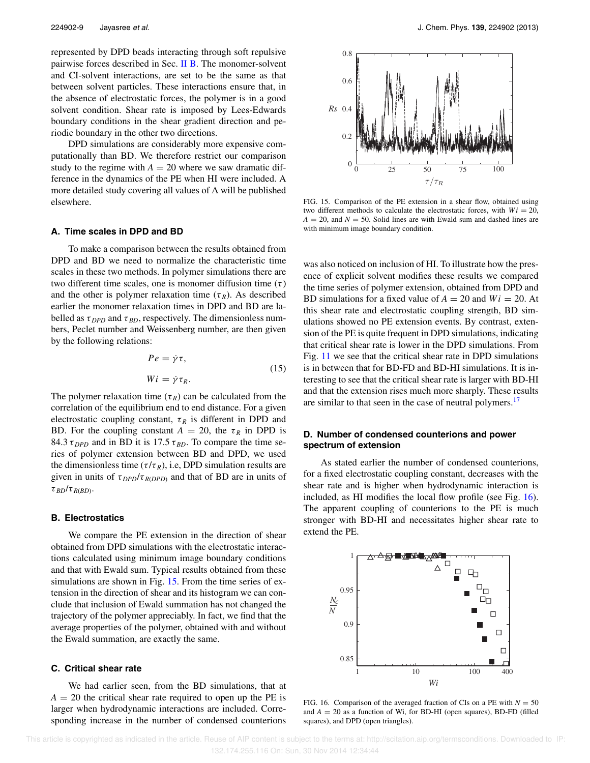represented by DPD beads interacting through soft repulsive pairwise forces described in Sec. II B. The monomer-solvent and CI-solvent interactions, are set to be the same as that between solvent particles. These interactions ensure that, in the absence of electrostatic forces, the polymer is in a good solvent condition. Shear rate is imposed by Lees-Edwards boundary conditions in the shear gradient direction and periodic boundary in the other two directions.

DPD simulations are considerably more expensive computationally than BD. We therefore restrict our comparison study to the regime with $A = 20$ where we saw dramatic difference in the dynamics of the PE when HI were included. A more detailed study covering all values of A will be published elsewhere.

### A. Time scales in DPD and BD

To make a comparison between the results obtained from DPD and BD we need to normalize the characteristic time scales in these two methods. In polymer simulations there are two different time scales, one is monomer diffusion time ($\tau$) and the other is polymer relaxation time ($\tau_R$). As described earlier the monomer relaxation times in DPD and BD are labelled as $\tau_{DPD}$ and $\tau_{BD}$, respectively. The dimensionless numbers, Peclet number and Weissenberg number, are then given by the following relations:

$$
\begin{aligned}
Pe &= \dot{\gamma}\tau, \\
Wi &= \dot{\gamma}\tau_R.
\end{aligned}
\tag{15}
$$

The polymer relaxation time ($\tau_R$) can be calculated from the correlation of the equilibrium end to end distance. For a given electrostatic coupling constant, $\tau_R$ is different in DPD and BD. For the coupling constant $A = 20$, the $\tau_R$ in DPD is $84.3\,\tau_{DPD}$ and in BD it is $17.5\,\tau_{BD}$. To compare the time series of polymer extension between BD and DPD, we used the dimensionless time ($\tau/\tau_R$), i.e, DPD simulation results are given in units of $\tau_{DPD}/\tau_{R(DPD)}$ and that of BD are in units of $\tau_{BD}/\tau_{R(BD)}$.

### B. Electrostatics

We compare the PE extension in the direction of shear obtained from DPD simulations with the electrostatic interactions calculated using minimum image boundary conditions and that with Ewald sum. Typical results obtained from these simulations are shown in Fig. 15. From the time series of extension in the direction of shear and its histogram we can conclude that inclusion of Ewald summation has not changed the trajectory of the polymer appreciably. In fact, we find that the average properties of the polymer, obtained with and without the Ewald summation, are exactly the same.

### C. Critical shear rate

We had earlier seen, from the BD simulations, that at $A = 20$ the critical shear rate required to open up the PE is larger when hydrodynamic interactions are included. Corresponding increase in the number of condensed counterions was also noticed on inclusion of HI. To illustrate how the presence of explicit solvent modifies these results we compared the time series of polymer extension, obtained from DPD and BD simulations for a fixed value of $A = 20$ and $Wi = 20$. At this shear rate and electrostatic coupling strength, BD simulations showed no PE extension events. By contrast, extension of the PE is quite frequent in DPD simulations, indicating that critical shear rate is lower in the DPD simulations. From Fig. 11 we see that the critical shear rate in DPD simulations is in between that for BD-FD and BD-HI simulations. It is interesting to see that the critical shear rate is larger with BD-HI and that the extension rises much more sharply. These results are similar to that seen in the case of neutral polymers.[17]

FIG. 15. Comparison of the PE extension in a shear flow, obtained using two different methods to calculate the electrostatic forces, with $Wi = 20$, $A = 20$, and $N = 50$. Solid lines are with Ewald sum and dashed lines are with minimum image boundary condition.

### D. Number of condensed counterions and power spectrum of extension

As stated earlier the number of condensed counterions, for a fixed electrostatic coupling constant, decreases with the shear rate and is higher when hydrodynamic interaction is included, as HI modifies the local flow profile (see Fig. 16). The apparent coupling of counterions to the PE is much stronger with BD-HI and necessitates higher shear rate to extend the PE.

FIG. 16. Comparison of the averaged fraction of CIs on a PE with $N = 50$ and $A = 20$ as a function of Wi, for BD-HI (open squares), BD-FD (filled squares), and DPD (open triangles).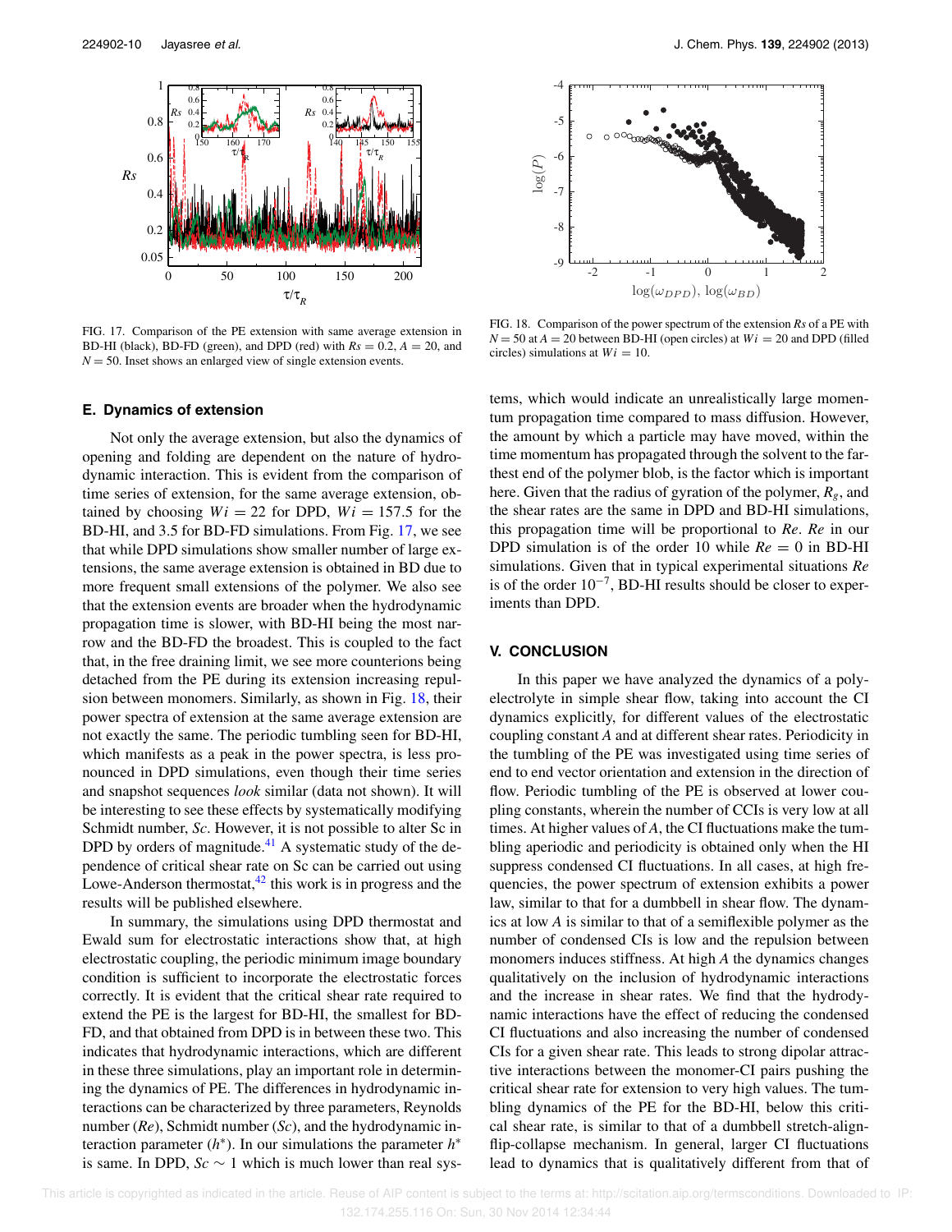FIG. 17. Comparison of the PE extension with same average extension in BD-HI (black), BD-FD (green), and DPD (red) with $Rs = 0.2$, $A = 20$, and $N = 50$. Inset shows an enlarged view of single extension events.

FIG. 18. Comparison of the power spectrum of the extension $Rs$ of a PE with $N = 50$ at $A = 20$ between BD-HI (open circles) at $Wi = 20$ and DPD (filled circles) simulations at $Wi = 10$.

### E. Dynamics of extension

Not only the average extension, but also the dynamics of opening and folding are dependent on the nature of hydrodynamic interaction. This is evident from the comparison of time series of extension, for the same average extension, obtained by choosing $Wi = 22$ for DPD, $Wi = 157.5$ for the BD-HI, and 3.5 for BD-FD simulations. From Fig. 17, we see that while DPD simulations show smaller number of large extensions, the same average extension is obtained in BD due to more frequent small extensions of the polymer. We also see that the extension events are broader when the hydrodynamic propagation time is slower, with BD-HI being the most narrow and the BD-FD the broadest. This is coupled to the fact that, in the free draining limit, we see more counterions being detached from the PE during its extension increasing repulsion between monomers. Similarly, as shown in Fig. 18, their power spectra of extension at the same average extension are not exactly the same. The periodic tumbling seen for BD-HI, which manifests as a peak in the power spectra, is less pronounced in DPD simulations, even though their time series and snapshot sequences *look* similar (data not shown). It will be interesting to see these effects by systematically modifying Schmidt number, $Sc$. However, it is not possible to alter Sc in DPD by orders of magnitude.[41] A systematic study of the dependence of critical shear rate on Sc can be carried out using Lowe-Anderson thermostat,[42] this work is in progress and the results will be published elsewhere.

In summary, the simulations using DPD thermostat and Ewald sum for electrostatic interactions show that, at high electrostatic coupling, the periodic minimum image boundary condition is sufficient to incorporate the electrostatic forces correctly. It is evident that the critical shear rate required to extend the PE is the largest for BD-HI, the smallest for BD-FD, and that obtained from DPD is in between these two. This indicates that hydrodynamic interactions, which are different in these three simulations, play an important role in determining the dynamics of PE. The differences in hydrodynamic interactions can be characterized by three parameters, Reynolds number ($Re$), Schmidt number ($Sc$), and the hydrodynamic interaction parameter ($h^*$). In our simulations the parameter $h^*$ is same. In DPD, $Sc \sim 1$ which is much lower than real systems, which would indicate an unrealistically large momentum propagation time compared to mass diffusion. However, the amount by which a particle may have moved, within the time momentum has propagated through the solvent to the farthest end of the polymer blob, is the factor which is important here. Given that the radius of gyration of the polymer, $R_g$, and the shear rates are the same in DPD and BD-HI simulations, this propagation time will be proportional to $Re$. $Re$ in our DPD simulation is of the order 10 while $Re = 0$ in BD-HI simulations. Given that in typical experimental situations $Re$ is of the order $10^{-7}$, BD-HI results should be closer to experiments than DPD.

## V. CONCLUSION

In this paper we have analyzed the dynamics of a polyelectrolyte in simple shear flow, taking into account the CI dynamics explicitly, for different values of the electrostatic coupling constant $A$ and at different shear rates. Periodicity in the tumbling of the PE was investigated using time series of end to end vector orientation and extension in the direction of flow. Periodic tumbling of the PE is observed at lower coupling constants, wherein the number of CCIs is very low at all times. At higher values of $A$, the CI fluctuations make the tumbling aperiodic and periodicity is obtained only when the HI suppress condensed CI fluctuations. In all cases, at high frequencies, the power spectrum of extension exhibits a power law, similar to that for a dumbbell in shear flow. The dynamics at low $A$ is similar to that of a semiflexible polymer as the number of condensed CIs is low and the repulsion between monomers induces stiffness. At high $A$ the dynamics changes qualitatively on the inclusion of hydrodynamic interactions and the increase in shear rates. We find that the hydrodynamic interactions have the effect of reducing the condensed CI fluctuations and also increasing the number of condensed CIs for a given shear rate. This leads to strong dipolar attractive interactions between the monomer-CI pairs pushing the critical shear rate for extension to very high values. The tumbling dynamics of the PE for the BD-HI, below this critical shear rate, is similar to that of a dumbbell stretch-align-flip-collapse mechanism. In general, larger CI fluctuations lead to dynamics that is qualitatively different from that of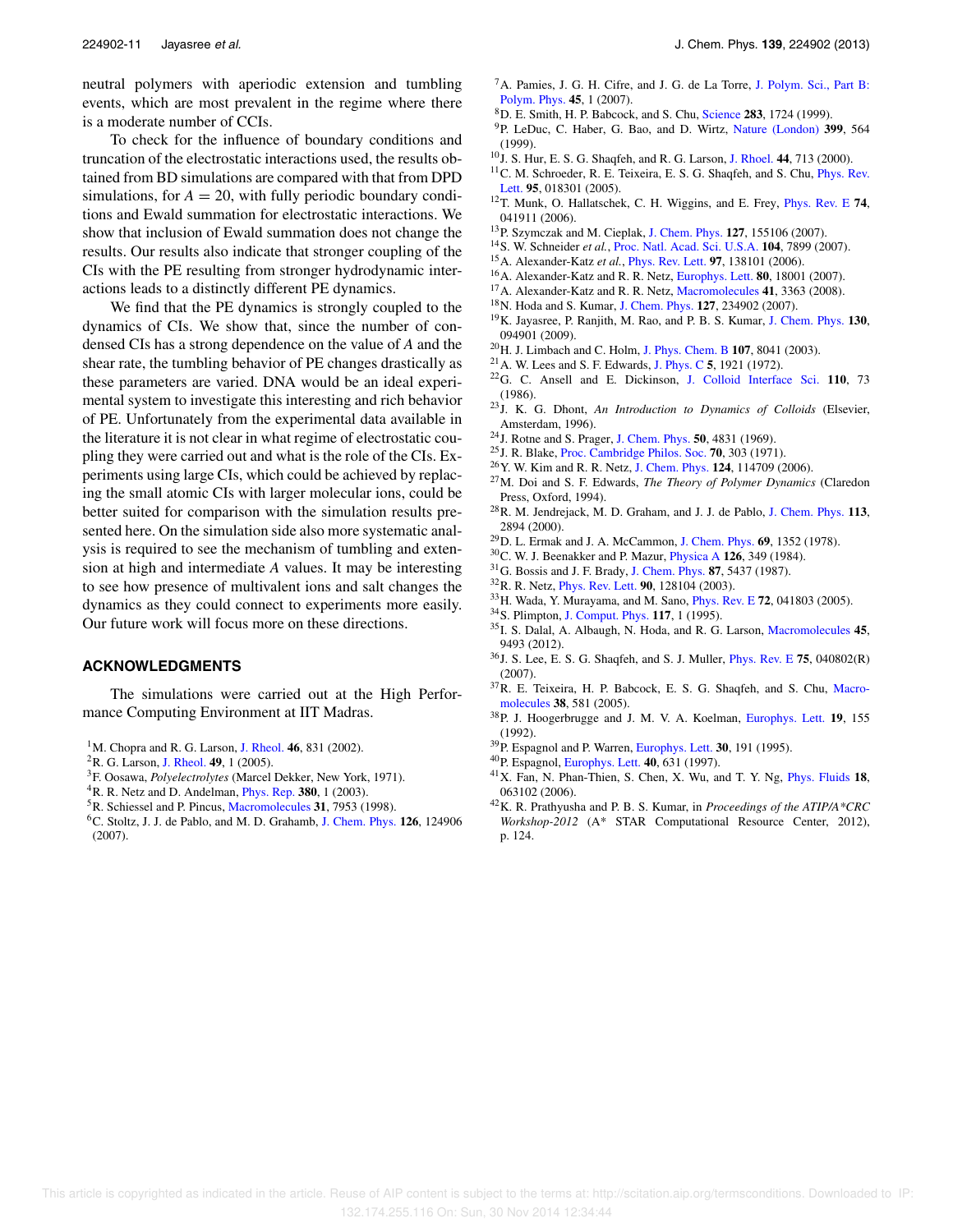neutral polymers with aperiodic extension and tumbling events, which are most prevalent in the regime where there is a moderate number of CCIs.

To check for the influence of boundary conditions and truncation of the electrostatic interactions used, the results obtained from BD simulations are compared with that from DPD simulations, for $A = 20$, with fully periodic boundary conditions and Ewald summation for electrostatic interactions. We show that inclusion of Ewald summation does not change the results. Our results also indicate that stronger coupling of the CIs with the PE resulting from stronger hydrodynamic interactions leads to a distinctly different PE dynamics.

We find that the PE dynamics is strongly coupled to the dynamics of CIs. We show that, since the number of condensed CIs has a strong dependence on the value of $A$ and the shear rate, the tumbling behavior of PE changes drastically as these parameters are varied. DNA would be an ideal experimental system to investigate this interesting and rich behavior of PE. Unfortunately from the experimental data available in the literature it is not clear in what regime of electrostatic coupling they were carried out and what is the role of the CIs. Experiments using large CIs, which could be achieved by replacing the small atomic CIs with larger molecular ions, could be better suited for comparison with the simulation results presented here. On the simulation side also more systematic analysis is required to see the mechanism of tumbling and extension at high and intermediate $A$ values. It may be interesting to see how presence of multivalent ions and salt changes the dynamics as they could connect to experiments more easily. Our future work will focus more on these directions.

## ACKNOWLEDGMENTS

The simulations were carried out at the High Performance Computing Environment at IIT Madras.

[1] M. Chopra and R. G. Larson, J. Rheol. **46**, 831 (2002).
[2] R. G. Larson, J. Rheol. **49**, 1 (2005).
[3] F. Oosawa, *Polyelectrolytes* (Marcel Dekker, New York, 1971).
[4] R. R. Netz and D. Andelman, Phys. Rep. **380**, 1 (2003).
[5] R. Schiessel and P. Pincus, Macromolecules **31**, 7953 (1998).
[6] C. Stoltz, J. J. de Pablo, and M. D. Grahamb, J. Chem. Phys. **126**, 124906 (2007).
[7] A. Pamies, J. G. H. Cifre, and J. G. de La Torre, J. Polym. Sci., Part B: Polym. Phys. **45**, 1 (2007).
[8] D. E. Smith, H. P. Babcock, and S. Chu, Science **283**, 1724 (1999).
[9] P. LeDuc, C. Haber, G. Bao, and D. Wirtz, Nature (London) **399**, 564 (1999).
[10] J. S. Hur, E. S. G. Shaqfeh, and R. G. Larson, J. Rhoel. **44**, 713 (2000).
[11] C. M. Schroeder, R. E. Teixeira, E. S. G. Shaqfeh, and S. Chu, Phys. Rev. Lett. **95**, 018301 (2005).
[12] T. Munk, O. Hallatschek, C. H. Wiggins, and E. Frey, Phys. Rev. E **74**, 041911 (2006).
[13] P. Szymczak and M. Cieplak, J. Chem. Phys. **127**, 155106 (2007).
[14] S. W. Schneider *et al.*, Proc. Natl. Acad. Sci. U.S.A. **104**, 7899 (2007).
[15] A. Alexander-Katz *et al.*, Phys. Rev. Lett. **97**, 138101 (2006).
[16] A. Alexander-Katz and R. R. Netz, Europhys. Lett. **80**, 18001 (2007).
[17] A. Alexander-Katz and R. R. Netz, Macromolecules **41**, 3363 (2008).
[18] N. Hoda and S. Kumar, J. Chem. Phys. **127**, 234902 (2007).
[19] K. Jayasree, P. Ranjith, M. Rao, and P. B. S. Kumar, J. Chem. Phys. **130**, 094901 (2009).
[20] H. J. Limbach and C. Holm, J. Phys. Chem. B **107**, 8041 (2003).
[21] A. W. Lees and S. F. Edwards, J. Phys. C **5**, 1921 (1972).
[22] G. C. Ansell and E. Dickinson, J. Colloid Interface Sci. **110**, 73 (1986).
[23] J. K. G. Dhont, *An Introduction to Dynamics of Colloids* (Elsevier, Amsterdam, 1996).
[24] J. Rotne and S. Prager, J. Chem. Phys. **50**, 4831 (1969).
[25] J. R. Blake, Proc. Cambridge Philos. Soc. **70**, 303 (1971).
[26] Y. W. Kim and R. R. Netz, J. Chem. Phys. **124**, 114709 (2006).
[27] M. Doi and S. F. Edwards, *The Theory of Polymer Dynamics* (Claredon Press, Oxford, 1994).
[28] R. M. Jendrejack, M. D. Graham, and J. J. de Pablo, J. Chem. Phys. **113**, 2894 (2000).
[29] D. L. Ermak and J. A. McCammon, J. Chem. Phys. **69**, 1352 (1978).
[30] C. W. J. Beenakker and P. Mazur, Physica A **126**, 349 (1984).
[31] G. Bossis and J. F. Brady, J. Chem. Phys. **87**, 5437 (1987).
[32] R. R. Netz, Phys. Rev. Lett. **90**, 128104 (2003).
[33] H. Wada, Y. Murayama, and M. Sano, Phys. Rev. E **72**, 041803 (2005).
[34] S. Plimpton, J. Comput. Phys. **117**, 1 (1995).
[35] I. S. Dalal, A. Albaugh, N. Hoda, and R. G. Larson, Macromolecules **45**, 9493 (2012).
[36] J. S. Lee, E. S. G. Shaqfeh, and S. J. Muller, Phys. Rev. E **75**, 040802(R) (2007).
[37] R. E. Teixeira, H. P. Babcock, E. S. G. Shaqfeh, and S. Chu, Macromolecules **38**, 581 (2005).
[38] P. J. Hoogerbrugge and J. M. V. A. Koelman, Europhys. Lett. **19**, 155 (1992).
[39] P. Espagnol and P. Warren, Europhys. Lett. **30**, 191 (1995).
[40] P. Espagnol, Europhys. Lett. **40**, 631 (1997).
[41] X. Fan, N. Phan-Thien, S. Chen, X. Wu, and T. Y. Ng, Phys. Fluids **18**, 063102 (2006).
[42] K. R. Prathyusha and P. B. S. Kumar, in *Proceedings of the ATIP/A\*CRC Workshop-2012* (A\* STAR Computational Resource Center, 2012), p. 124.